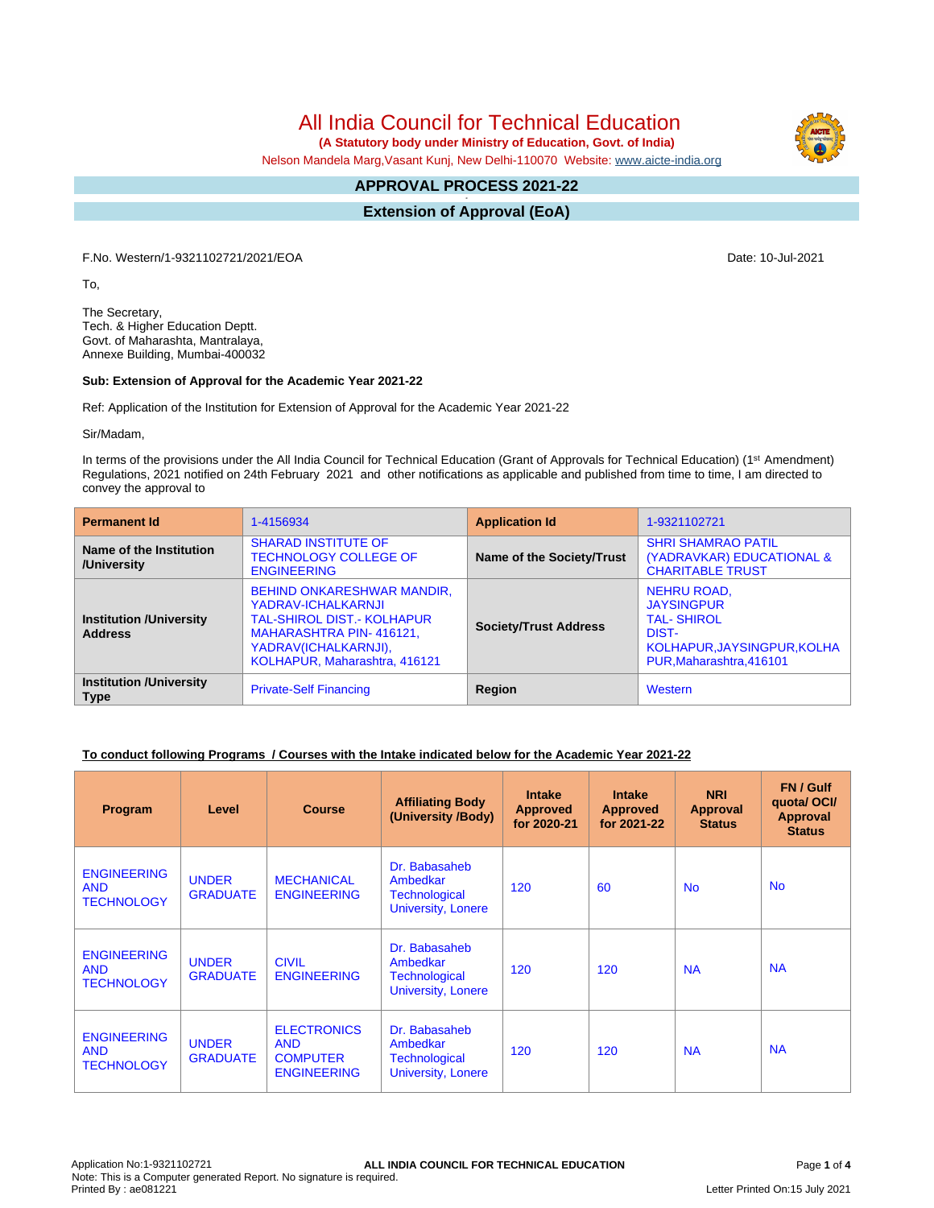# All India Council for Technical Education

**(A Statutory body under Ministry of Education, Govt. of India)**

Nelson Mandela Marg,Vasant Kunj, New Delhi-110070 Website: www.aicte-india.org

## APPROVAL PROCESS 2021-22

## Extension of Approval (EoA)

F.No. Western/1-9321102721/2021/EOA

Date: 10-Jul-2021

To,

The Secretary,
Tech. & Higher Education Deptt.
Govt. of Maharashta, Mantralaya,
Annexe Building, Mumbai-400032

**Sub: Extension of Approval for the Academic Year 2021-22**

Ref: Application of the Institution for Extension of Approval for the Academic Year 2021-22

Sir/Madam,

In terms of the provisions under the All India Council for Technical Education (Grant of Approvals for Technical Education) (1st Amendment) Regulations, 2021 notified on 24th February 2021 and other notifications as applicable and published from time to time, I am directed to convey the approval to

| **Permanent Id** | 1-4156934 | **Application Id** | 1-9321102721 |
|---|---|---|---|
| **Name of the Institution /University** | SHARAD INSTITUTE OF TECHNOLOGY COLLEGE OF ENGINEERING | **Name of the Society/Trust** | SHRI SHAMRAO PATIL (YADRAVKAR) EDUCATIONAL & CHARITABLE TRUST |
| **Institution /University Address** | BEHIND ONKARESHWAR MANDIR, YADRAV-ICHALKARNJI TAL-SHIROL DIST.- KOLHAPUR MAHARASHTRA PIN- 416121, YADRAV(ICHALKARNJI), KOLHAPUR, Maharashtra, 416121 | **Society/Trust Address** | NEHRU ROAD, JAYSINGPUR TAL- SHIROL DIST- KOLHAPUR,JAYSINGPUR,KOLHAPUR,Maharashtra,416101 |
| **Institution /University Type** | Private-Self Financing | **Region** | Western |

**To conduct following Programs / Courses with the Intake indicated below for the Academic Year 2021-22**

| Program | Level | Course | Affiliating Body (University /Body) | Intake Approved for 2020-21 | Intake Approved for 2021-22 | NRI Approval Status | FN / Gulf quota/ OCI/ Approval Status |
|---|---|---|---|---|---|---|---|
| ENGINEERING AND TECHNOLOGY | UNDER GRADUATE | MECHANICAL ENGINEERING | Dr. Babasaheb Ambedkar Technological University, Lonere | 120 | 60 | No | No |
| ENGINEERING AND TECHNOLOGY | UNDER GRADUATE | CIVIL ENGINEERING | Dr. Babasaheb Ambedkar Technological University, Lonere | 120 | 120 | NA | NA |
| ENGINEERING AND TECHNOLOGY | UNDER GRADUATE | ELECTRONICS AND COMPUTER ENGINEERING | Dr. Babasaheb Ambedkar Technological University, Lonere | 120 | 120 | NA | NA |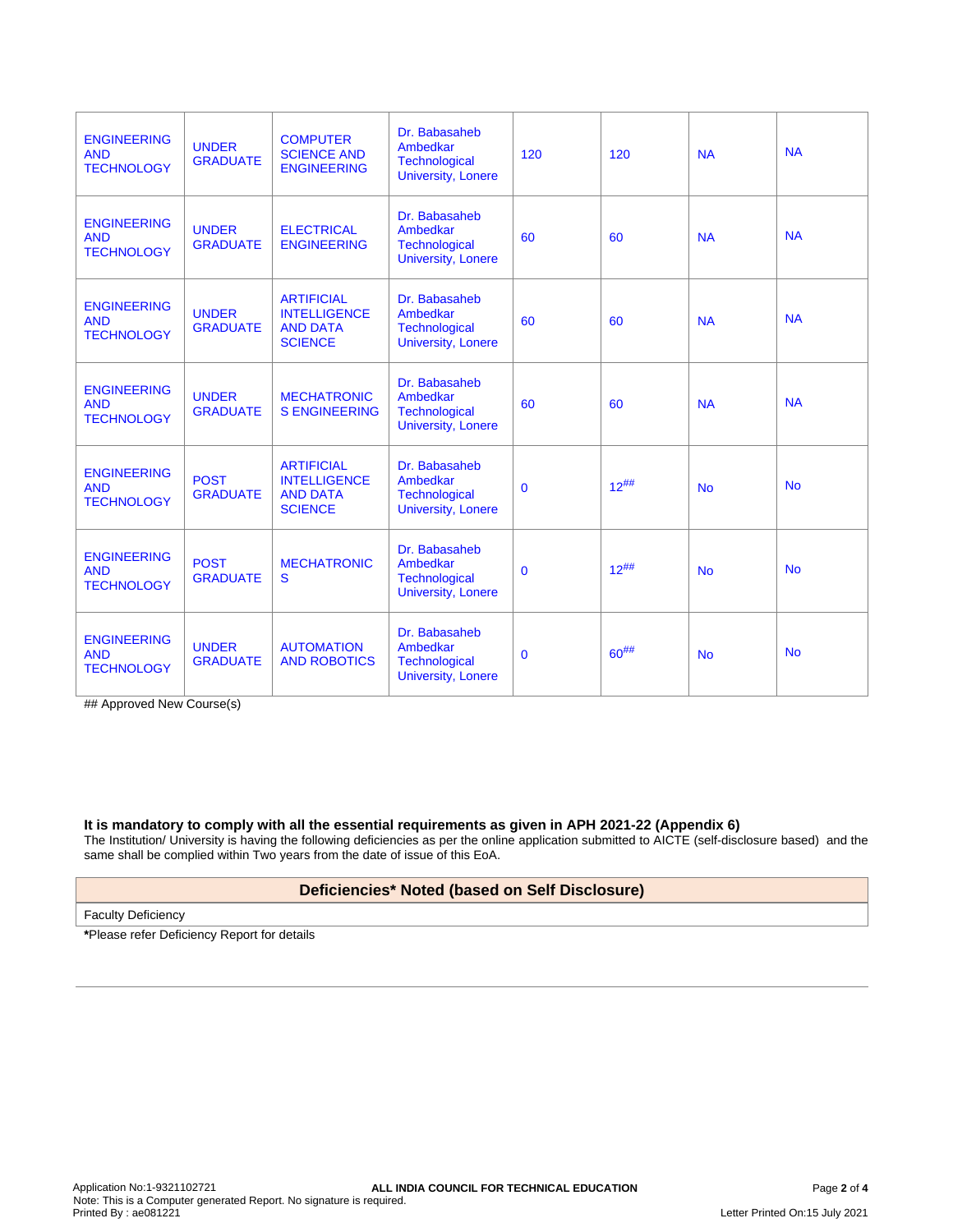| | | | | | | | |
|---|---|---|---|---|---|---|---|
| ENGINEERING AND TECHNOLOGY | UNDER GRADUATE | COMPUTER SCIENCE AND ENGINEERING | Dr. Babasaheb Ambedkar Technological University, Lonere | 120 | 120 | NA | NA |
| ENGINEERING AND TECHNOLOGY | UNDER GRADUATE | ELECTRICAL ENGINEERING | Dr. Babasaheb Ambedkar Technological University, Lonere | 60 | 60 | NA | NA |
| ENGINEERING AND TECHNOLOGY | UNDER GRADUATE | ARTIFICIAL INTELLIGENCE AND DATA SCIENCE | Dr. Babasaheb Ambedkar Technological University, Lonere | 60 | 60 | NA | NA |
| ENGINEERING AND TECHNOLOGY | UNDER GRADUATE | MECHATRONICS ENGINEERING | Dr. Babasaheb Ambedkar Technological University, Lonere | 60 | 60 | NA | NA |
| ENGINEERING AND TECHNOLOGY | POST GRADUATE | ARTIFICIAL INTELLIGENCE AND DATA SCIENCE | Dr. Babasaheb Ambedkar Technological University, Lonere | 0 | 12## | No | No |
| ENGINEERING AND TECHNOLOGY | POST GRADUATE | MECHATRONICS | Dr. Babasaheb Ambedkar Technological University, Lonere | 0 | 12## | No | No |
| ENGINEERING AND TECHNOLOGY | UNDER GRADUATE | AUTOMATION AND ROBOTICS | Dr. Babasaheb Ambedkar Technological University, Lonere | 0 | 60## | No | No |

## Approved New Course(s)

**It is mandatory to comply with all the essential requirements as given in APH 2021-22 (Appendix 6)**

The Institution/ University is having the following deficiencies as per the online application submitted to AICTE (self-disclosure based) and the same shall be complied within Two years from the date of issue of this EoA.

| **Deficiencies* Noted (based on Self Disclosure)** |
|---|
| Faculty Deficiency |

***Please refer Deficiency Report for details**

Application No:1-9321102721
Note: This is a Computer generated Report. No signature is required.
Printed By : ae081221

ALL INDIA COUNCIL FOR TECHNICAL EDUCATION

Letter Printed On:15 July 2021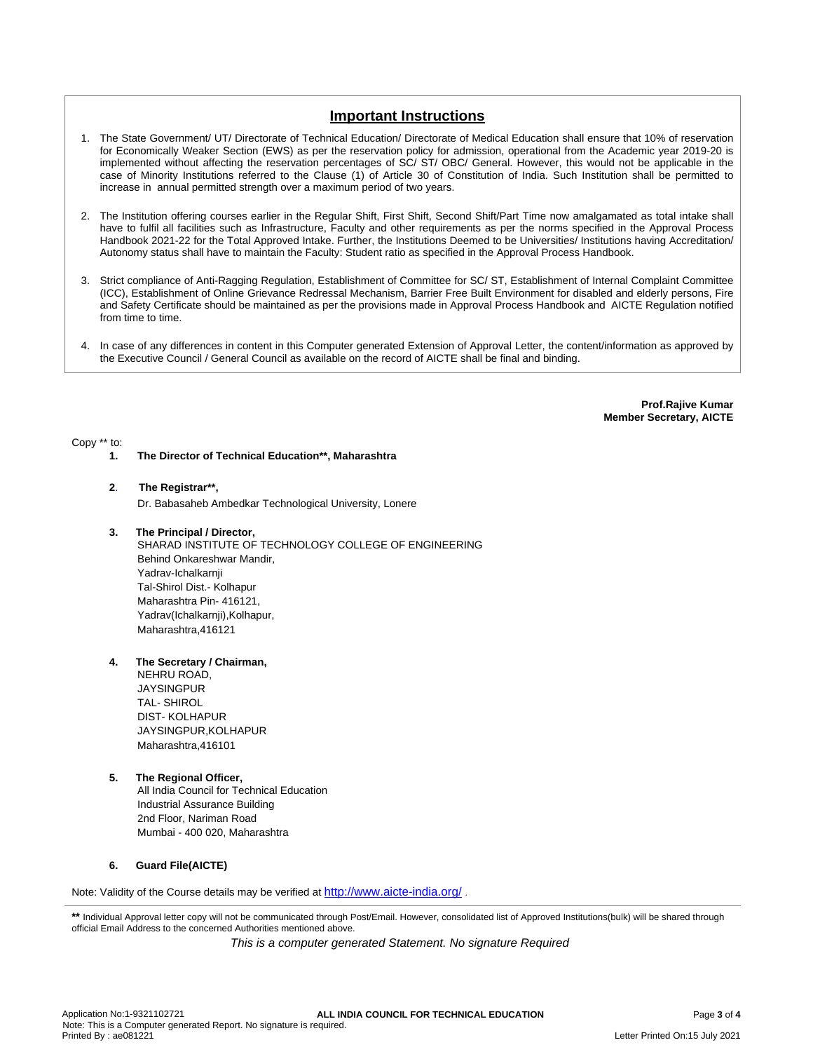## Important Instructions

1. The State Government/ UT/ Directorate of Technical Education/ Directorate of Medical Education shall ensure that 10% of reservation for Economically Weaker Section (EWS) as per the reservation policy for admission, operational from the Academic year 2019-20 is implemented without affecting the reservation percentages of SC/ ST/ OBC/ General. However, this would not be applicable in the case of Minority Institutions referred to the Clause (1) of Article 30 of Constitution of India. Such Institution shall be permitted to increase in annual permitted strength over a maximum period of two years.

2. The Institution offering courses earlier in the Regular Shift, First Shift, Second Shift/Part Time now amalgamated as total intake shall have to fulfil all facilities such as Infrastructure, Faculty and other requirements as per the norms specified in the Approval Process Handbook 2021-22 for the Total Approved Intake. Further, the Institutions Deemed to be Universities/ Institutions having Accreditation/ Autonomy status shall have to maintain the Faculty: Student ratio as specified in the Approval Process Handbook.

3. Strict compliance of Anti-Ragging Regulation, Establishment of Committee for SC/ ST, Establishment of Internal Complaint Committee (ICC), Establishment of Online Grievance Redressal Mechanism, Barrier Free Built Environment for disabled and elderly persons, Fire and Safety Certificate should be maintained as per the provisions made in Approval Process Handbook and AICTE Regulation notified from time to time.

4. In case of any differences in content in this Computer generated Extension of Approval Letter, the content/information as approved by the Executive Council / General Council as available on the record of AICTE shall be final and binding.

**Prof.Rajive Kumar**
**Member Secretary, AICTE**

Copy ** to:

1. **The Director of Technical Education**, Maharashtra**

2. **The Registrar**,**
   Dr. Babasaheb Ambedkar Technological University, Lonere

3. **The Principal / Director,**
   SHARAD INSTITUTE OF TECHNOLOGY COLLEGE OF ENGINEERING
   Behind Onkareshwar Mandir,
   Yadrav-Ichalkarnji
   Tal-Shirol Dist.- Kolhapur
   Maharashtra Pin- 416121,
   Yadrav(Ichalkarnji),Kolhapur,
   Maharashtra,416121

4. **The Secretary / Chairman,**
   NEHRU ROAD,
   JAYSINGPUR
   TAL- SHIROL
   DIST- KOLHAPUR
   JAYSINGPUR,KOLHAPUR
   Maharashtra,416101

5. **The Regional Officer,**
   All India Council for Technical Education
   Industrial Assurance Building
   2nd Floor, Nariman Road
   Mumbai - 400 020, Maharashtra

6. **Guard File(AICTE)**

Note: Validity of the Course details may be verified at http://www.aicte-india.org/ .

**** Individual Approval letter copy will not be communicated through Post/Email. However, consolidated list of Approved Institutions(bulk) will be shared through official Email Address to the concerned Authorities mentioned above.

*This is a computer generated Statement. No signature Required*

Application No:1-9321102721
Note: This is a Computer generated Report. No signature is required.
Printed By : ae081221

Letter Printed On:15 July 2021